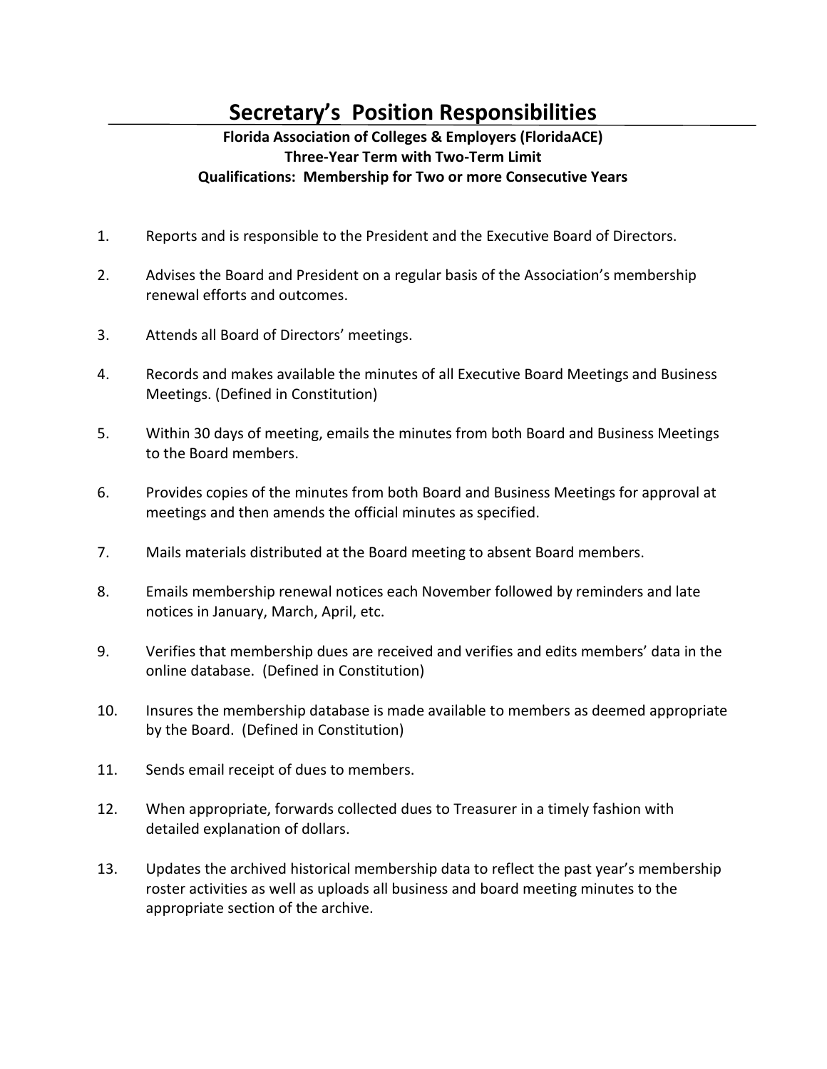# Secretary's Position Responsibilities

**Florida Association of Colleges & Employers (FloridaACE)**
**Three-Year Term with Two-Term Limit**
**Qualifications: Membership for Two or more Consecutive Years**

1. Reports and is responsible to the President and the Executive Board of Directors.

2. Advises the Board and President on a regular basis of the Association's membership renewal efforts and outcomes.

3. Attends all Board of Directors' meetings.

4. Records and makes available the minutes of all Executive Board Meetings and Business Meetings. (Defined in Constitution)

5. Within 30 days of meeting, emails the minutes from both Board and Business Meetings to the Board members.

6. Provides copies of the minutes from both Board and Business Meetings for approval at meetings and then amends the official minutes as specified.

7. Mails materials distributed at the Board meeting to absent Board members.

8. Emails membership renewal notices each November followed by reminders and late notices in January, March, April, etc.

9. Verifies that membership dues are received and verifies and edits members' data in the online database. (Defined in Constitution)

10. Insures the membership database is made available to members as deemed appropriate by the Board. (Defined in Constitution)

11. Sends email receipt of dues to members.

12. When appropriate, forwards collected dues to Treasurer in a timely fashion with detailed explanation of dollars.

13. Updates the archived historical membership data to reflect the past year's membership roster activities as well as uploads all business and board meeting minutes to the appropriate section of the archive.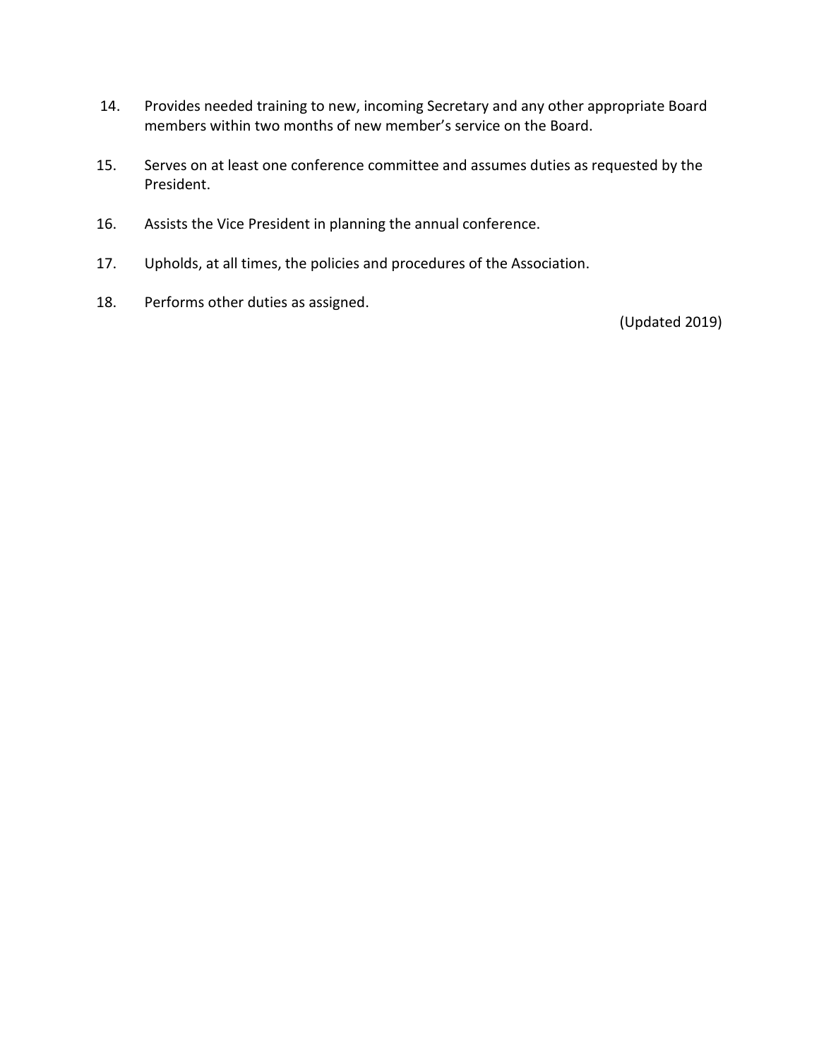14. Provides needed training to new, incoming Secretary and any other appropriate Board members within two months of new member's service on the Board.

15. Serves on at least one conference committee and assumes duties as requested by the President.

16. Assists the Vice President in planning the annual conference.

17. Upholds, at all times, the policies and procedures of the Association.

18. Performs other duties as assigned.

(Updated 2019)